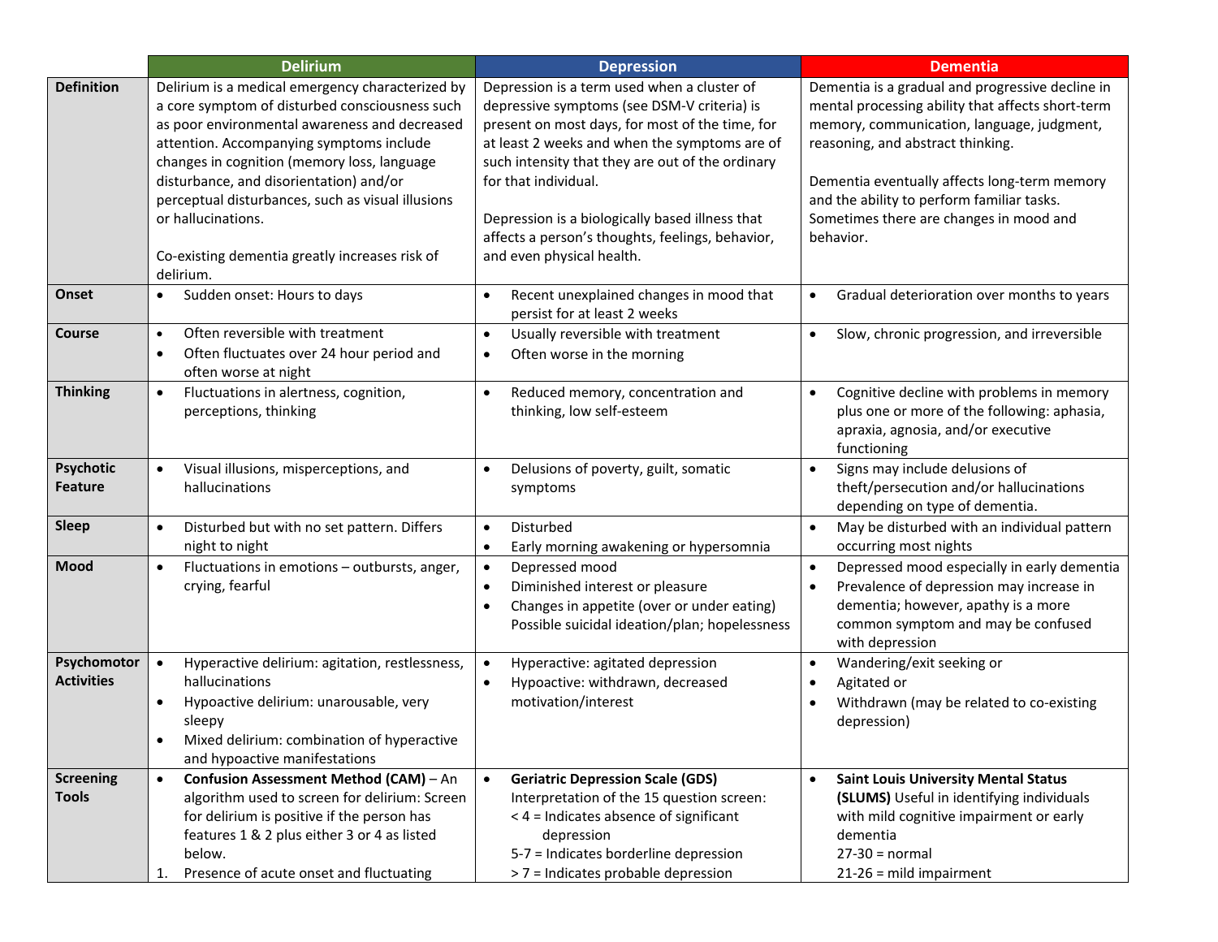| | Delirium | Depression | Dementia |
|---|---|---|---|
| **Definition** | Delirium is a medical emergency characterized by a core symptom of disturbed consciousness such as poor environmental awareness and decreased attention. Accompanying symptoms include changes in cognition (memory loss, language disturbance, and disorientation) and/or perceptual disturbances, such as visual illusions or hallucinations.<br><br>Co-existing dementia greatly increases risk of delirium. | Depression is a term used when a cluster of depressive symptoms (see DSM-V criteria) is present on most days, for most of the time, for at least 2 weeks and when the symptoms are of such intensity that they are out of the ordinary for that individual.<br><br>Depression is a biologically based illness that affects a person's thoughts, feelings, behavior, and even physical health. | Dementia is a gradual and progressive decline in mental processing ability that affects short-term memory, communication, language, judgment, reasoning, and abstract thinking.<br><br>Dementia eventually affects long-term memory and the ability to perform familiar tasks. Sometimes there are changes in mood and behavior. |
| **Onset** | • Sudden onset: Hours to days | • Recent unexplained changes in mood that persist for at least 2 weeks | • Gradual deterioration over months to years |
| **Course** | • Often reversible with treatment<br>• Often fluctuates over 24 hour period and often worse at night | • Usually reversible with treatment<br>• Often worse in the morning | • Slow, chronic progression, and irreversible |
| **Thinking** | • Fluctuations in alertness, cognition, perceptions, thinking | • Reduced memory, concentration and thinking, low self-esteem | • Cognitive decline with problems in memory plus one or more of the following: aphasia, apraxia, agnosia, and/or executive functioning |
| **Psychotic Feature** | • Visual illusions, misperceptions, and hallucinations | • Delusions of poverty, guilt, somatic symptoms | • Signs may include delusions of theft/persecution and/or hallucinations depending on type of dementia. |
| **Sleep** | • Disturbed but with no set pattern. Differs night to night | • Disturbed<br>• Early morning awakening or hypersomnia | • May be disturbed with an individual pattern occurring most nights |
| **Mood** | • Fluctuations in emotions – outbursts, anger, crying, fearful | • Depressed mood<br>• Diminished interest or pleasure<br>• Changes in appetite (over or under eating) Possible suicidal ideation/plan; hopelessness | • Depressed mood especially in early dementia<br>• Prevalence of depression may increase in dementia; however, apathy is a more common symptom and may be confused with depression |
| **Psychomotor Activities** | • Hyperactive delirium: agitation, restlessness, hallucinations<br>• Hypoactive delirium: unarousable, very sleepy<br>• Mixed delirium: combination of hyperactive and hypoactive manifestations | • Hyperactive: agitated depression<br>• Hypoactive: withdrawn, decreased motivation/interest | • Wandering/exit seeking or<br>• Agitated or<br>• Withdrawn (may be related to co-existing depression) |
| **Screening Tools** | • **Confusion Assessment Method (CAM)** – An algorithm used to screen for delirium: Screen for delirium is positive if the person has features 1 & 2 plus either 3 or 4 as listed below.<br>1. Presence of acute onset and fluctuating | • **Geriatric Depression Scale (GDS)** Interpretation of the 15 question screen:<br>< 4 = Indicates absence of significant depression<br>5-7 = Indicates borderline depression<br>> 7 = Indicates probable depression | • **Saint Louis University Mental Status (SLUMS)** Useful in identifying individuals with mild cognitive impairment or early dementia<br>27-30 = normal<br>21-26 = mild impairment |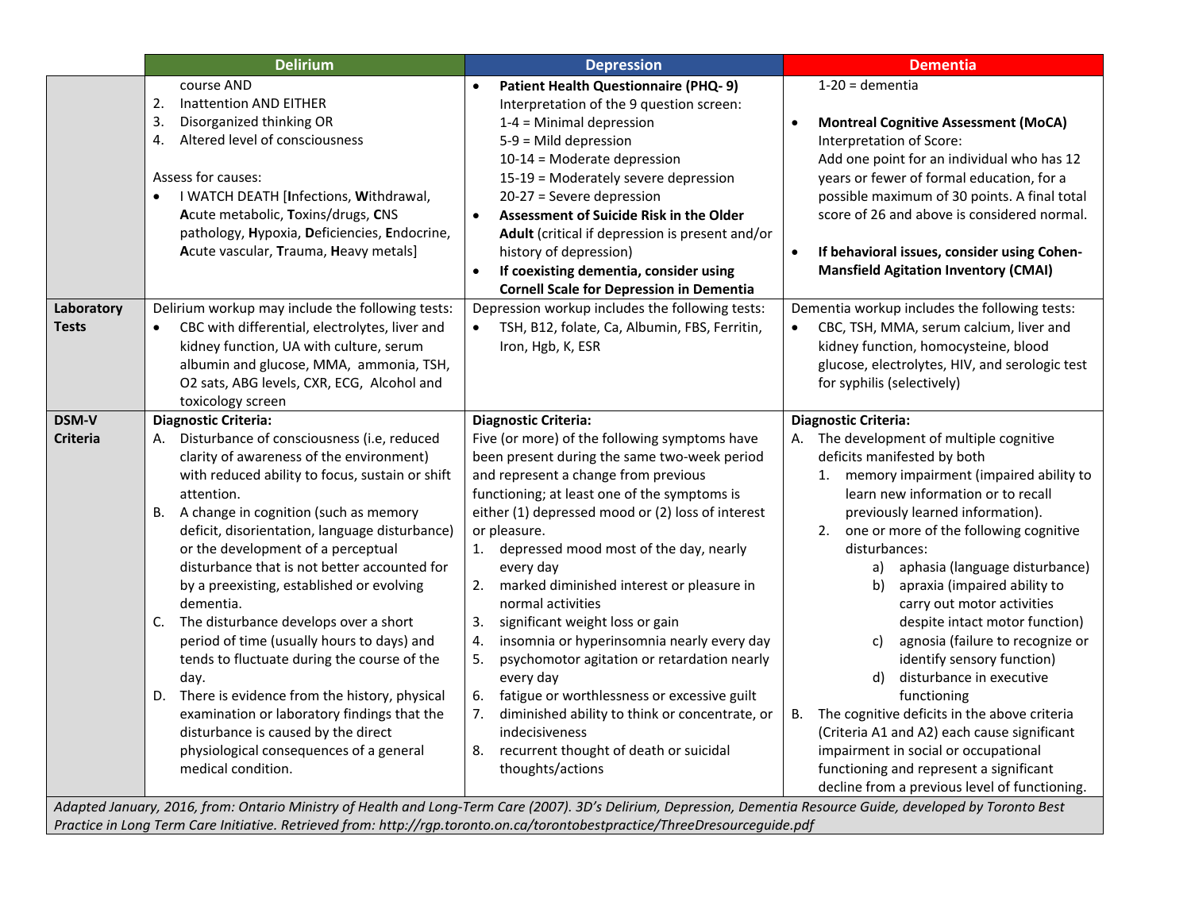| | Delirium | Depression | Dementia |
|---|---|---|---|
| | course AND<br>2. Inattention AND EITHER<br>3. Disorganized thinking OR<br>4. Altered level of consciousness<br><br>Assess for causes:<br>• I WATCH DEATH [**I**nfections, **W**ithdrawal, **A**cute metabolic, **T**oxins/drugs, **C**NS pathology, **H**ypoxia, **D**eficiencies, **E**ndocrine, **A**cute vascular, **T**rauma, **H**eavy metals] | • **Patient Health Questionnaire (PHQ- 9)** Interpretation of the 9 question screen:<br>1-4 = Minimal depression<br>5-9 = Mild depression<br>10-14 = Moderate depression<br>15-19 = Moderately severe depression<br>20-27 = Severe depression<br>• **Assessment of Suicide Risk in the Older Adult** (critical if depression is present and/or history of depression)<br>• **If coexisting dementia, consider using Cornell Scale for Depression in Dementia** | 1-20 = dementia<br><br>• **Montreal Cognitive Assessment (MoCA)** Interpretation of Score: Add one point for an individual who has 12 years or fewer of formal education, for a possible maximum of 30 points. A final total score of 26 and above is considered normal.<br><br>• **If behavioral issues, consider using Cohen-Mansfield Agitation Inventory (CMAI)** |
| **Laboratory Tests** | Delirium workup may include the following tests:<br>• CBC with differential, electrolytes, liver and kidney function, UA with culture, serum albumin and glucose, MMA, ammonia, TSH, O2 sats, ABG levels, CXR, ECG, Alcohol and toxicology screen | Depression workup includes the following tests:<br>• TSH, B12, folate, Ca, Albumin, FBS, Ferritin, Iron, Hgb, K, ESR | Dementia workup includes the following tests:<br>• CBC, TSH, MMA, serum calcium, liver and kidney function, homocysteine, blood glucose, electrolytes, HIV, and serologic test for syphilis (selectively) |
| **DSM-V Criteria** | **Diagnostic Criteria:**<br>A. Disturbance of consciousness (i.e, reduced clarity of awareness of the environment) with reduced ability to focus, sustain or shift attention.<br>B. A change in cognition (such as memory deficit, disorientation, language disturbance) or the development of a perceptual disturbance that is not better accounted for by a preexisting, established or evolving dementia.<br>C. The disturbance develops over a short period of time (usually hours to days) and tends to fluctuate during the course of the day.<br>D. There is evidence from the history, physical examination or laboratory findings that the disturbance is caused by the direct physiological consequences of a general medical condition. | **Diagnostic Criteria:**<br>Five (or more) of the following symptoms have been present during the same two-week period and represent a change from previous functioning; at least one of the symptoms is either (1) depressed mood or (2) loss of interest or pleasure.<br>1. depressed mood most of the day, nearly every day<br>2. marked diminished interest or pleasure in normal activities<br>3. significant weight loss or gain<br>4. insomnia or hyperinsomnia nearly every day<br>5. psychomotor agitation or retardation nearly every day<br>6. fatigue or worthlessness or excessive guilt<br>7. diminished ability to think or concentrate, or indecisiveness<br>8. recurrent thought of death or suicidal thoughts/actions | **Diagnostic Criteria:**<br>A. The development of multiple cognitive deficits manifested by both<br>1. memory impairment (impaired ability to learn new information or to recall previously learned information).<br>2. one or more of the following cognitive disturbances:<br>a) aphasia (language disturbance)<br>b) apraxia (impaired ability to carry out motor activities despite intact motor function)<br>c) agnosia (failure to recognize or identify sensory function)<br>d) disturbance in executive functioning<br>B. The cognitive deficits in the above criteria (Criteria A1 and A2) each cause significant impairment in social or occupational functioning and represent a significant decline from a previous level of functioning. |

*Adapted January, 2016, from: Ontario Ministry of Health and Long-Term Care (2007). 3D's Delirium, Depression, Dementia Resource Guide, developed by Toronto Best Practice in Long Term Care Initiative. Retrieved from: http://rgp.toronto.on.ca/torontobestpractice/ThreeDresourceguide.pdf*